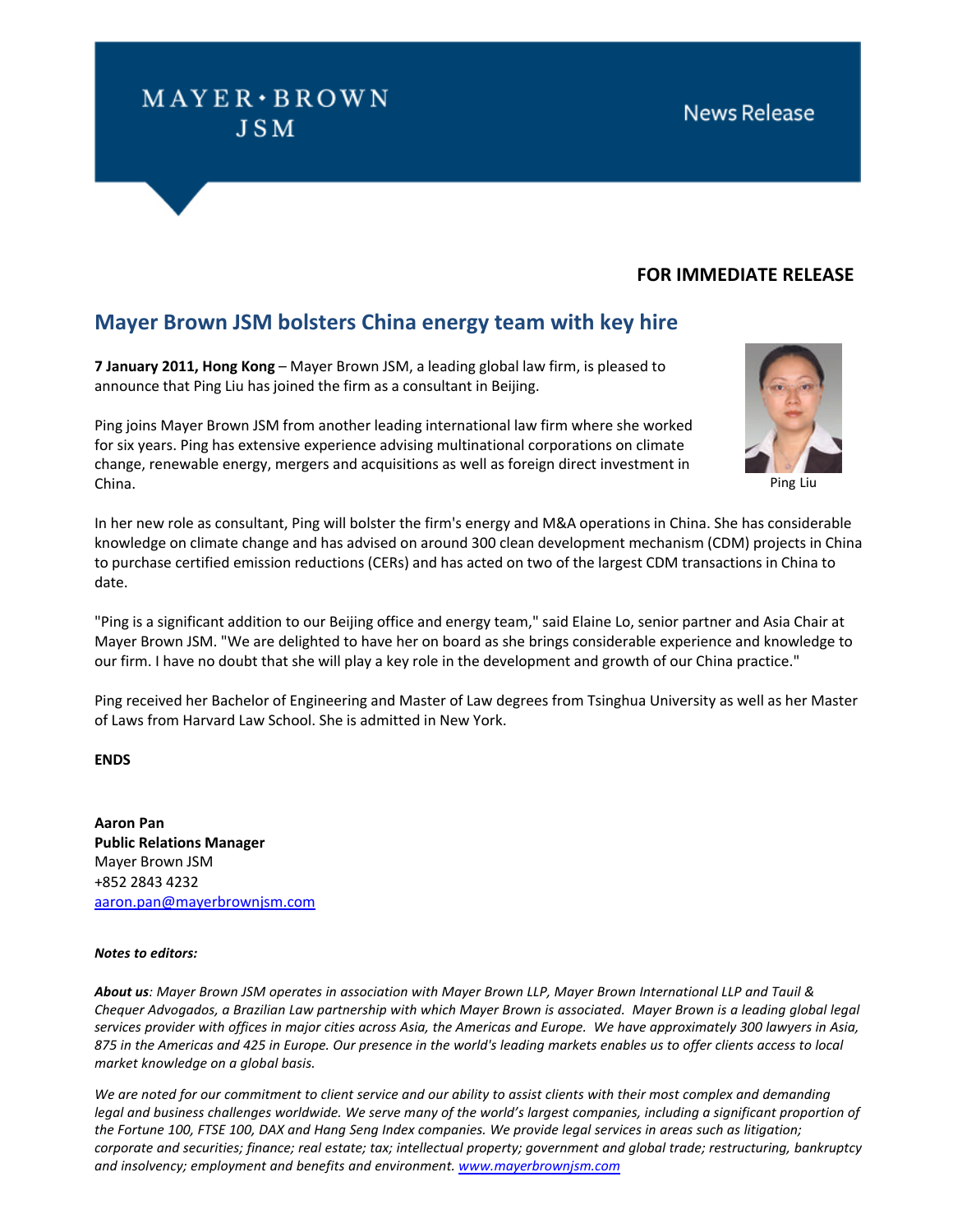MAYER • BROWN
JSM

News Release

**FOR IMMEDIATE RELEASE**

## Mayer Brown JSM bolsters China energy team with key hire

**7 January 2011, Hong Kong** – Mayer Brown JSM, a leading global law firm, is pleased to announce that Ping Liu has joined the firm as a consultant in Beijing.

Ping joins Mayer Brown JSM from another leading international law firm where she worked for six years. Ping has extensive experience advising multinational corporations on climate change, renewable energy, mergers and acquisitions as well as foreign direct investment in China.

Ping Liu

In her new role as consultant, Ping will bolster the firm's energy and M&A operations in China. She has considerable knowledge on climate change and has advised on around 300 clean development mechanism (CDM) projects in China to purchase certified emission reductions (CERs) and has acted on two of the largest CDM transactions in China to date.

"Ping is a significant addition to our Beijing office and energy team," said Elaine Lo, senior partner and Asia Chair at Mayer Brown JSM. "We are delighted to have her on board as she brings considerable experience and knowledge to our firm. I have no doubt that she will play a key role in the development and growth of our China practice."

Ping received her Bachelor of Engineering and Master of Law degrees from Tsinghua University as well as her Master of Laws from Harvard Law School. She is admitted in New York.

**ENDS**

**Aaron Pan**
**Public Relations Manager**
Mayer Brown JSM
+852 2843 4232
aaron.pan@mayerbrownjsm.com

***Notes to editors:***

***About us**: Mayer Brown JSM operates in association with Mayer Brown LLP, Mayer Brown International LLP and Tauil & Chequer Advogados, a Brazilian Law partnership with which Mayer Brown is associated. Mayer Brown is a leading global legal services provider with offices in major cities across Asia, the Americas and Europe. We have approximately 300 lawyers in Asia, 875 in the Americas and 425 in Europe. Our presence in the world's leading markets enables us to offer clients access to local market knowledge on a global basis.*

*We are noted for our commitment to client service and our ability to assist clients with their most complex and demanding legal and business challenges worldwide. We serve many of the world's largest companies, including a significant proportion of the Fortune 100, FTSE 100, DAX and Hang Seng Index companies. We provide legal services in areas such as litigation; corporate and securities; finance; real estate; tax; intellectual property; government and global trade; restructuring, bankruptcy and insolvency; employment and benefits and environment. www.mayerbrownjsm.com*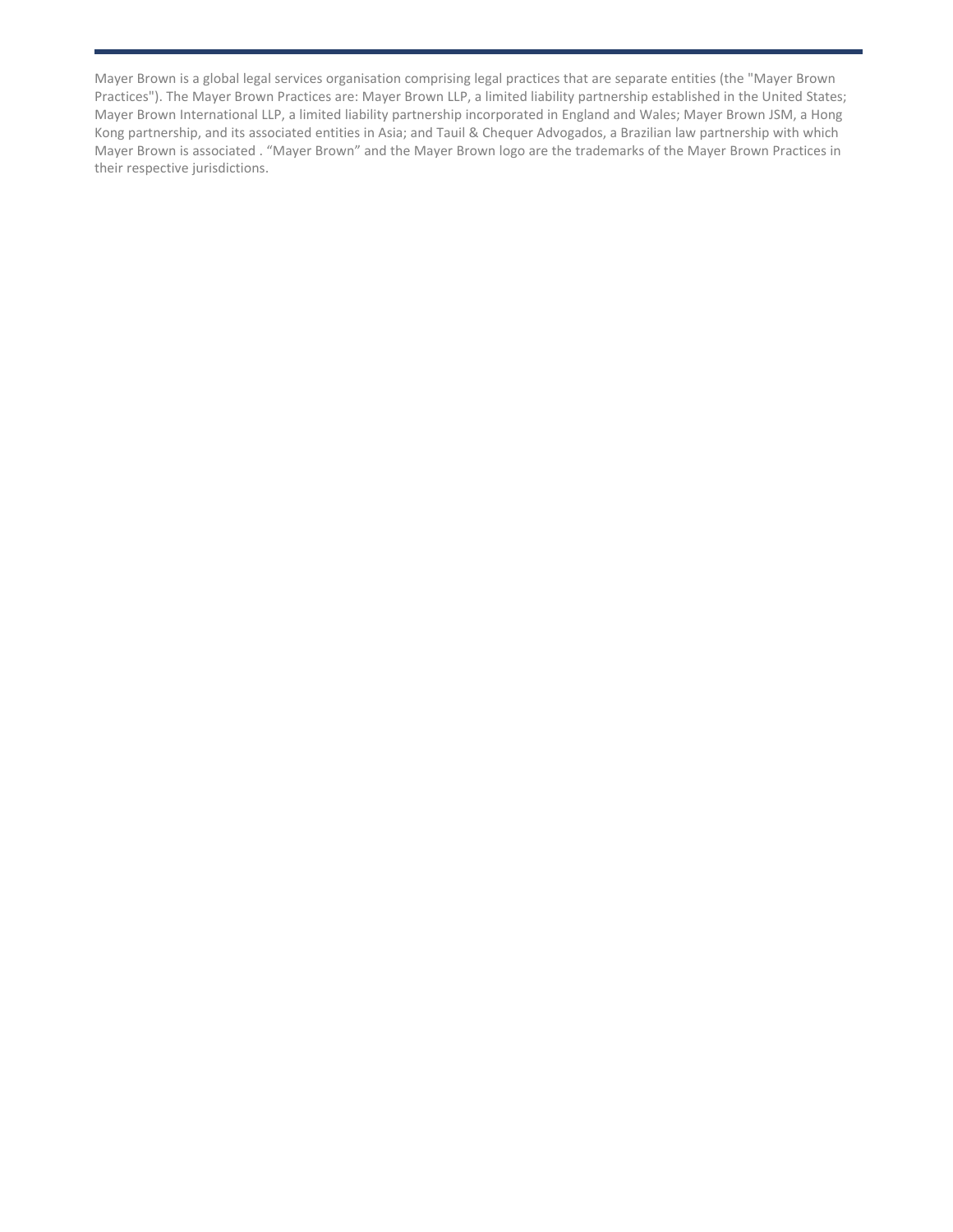Mayer Brown is a global legal services organisation comprising legal practices that are separate entities (the "Mayer Brown Practices"). The Mayer Brown Practices are: Mayer Brown LLP, a limited liability partnership established in the United States; Mayer Brown International LLP, a limited liability partnership incorporated in England and Wales; Mayer Brown JSM, a Hong Kong partnership, and its associated entities in Asia; and Tauil & Chequer Advogados, a Brazilian law partnership with which Mayer Brown is associated . "Mayer Brown" and the Mayer Brown logo are the trademarks of the Mayer Brown Practices in their respective jurisdictions.